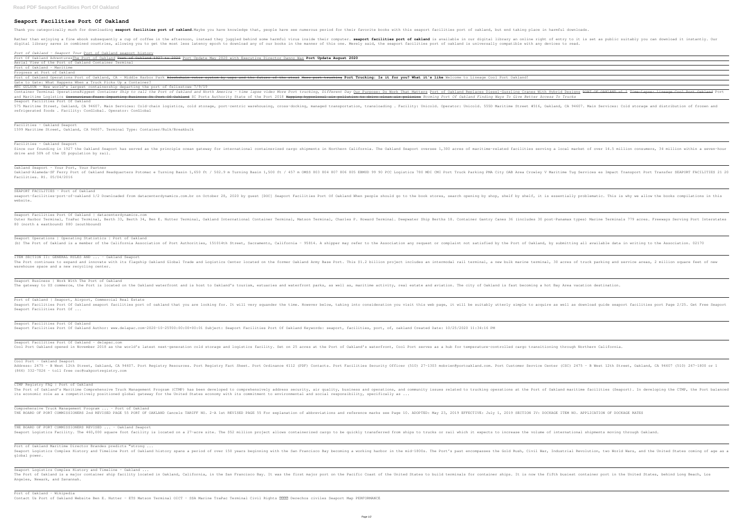# Seaport Facilities Port Of Oakland

Thank you categorically much for downloading **seaport facilities port of oakland**.Maybe you have knowledge that, people have see numerous period for their favorite books with this seaport facilities port of oakland, but end taking place in harmful downloads.

Rather than enjoying a fine ebook subsequently a cup of coffee in the afternoon, instead they juggled behind some harmful virus inside their computer. **seaport facilities port of oakland** is available in our digital library an online right of entry to it is set as public suitably you can download it instantly. Our digital library saves in combined countries, allowing you to get the most less latency epoch to download any of our books in the manner of this one. Merely said, the seaport facilities port of oakland is universally compatible with any devices to read.

*Port of Oakland - Seaport Tour* Port of Oakland seaport history

Port Of Oakland AdventuresThe Port of Oakland ~~Port of Oakland 1927 to 2020~~ Port Update May 2020 with Executive Director Danny Wan **Port Update August 2020**

Aerial View of the Port of Oakland Container Terminal

Port of Oakland - Maritime

Progress at Port of Oakland

Port of Oakland Operations Port of Oakland, CA - Middle Harbor Park ~~Blockchain voter system by wugs and the future of the steel More port trucking~~ **Port Trucking: Is it for you? What it's like** Welcome to Lineage Cool Port Oakland!

Gate to Gate: What Happens When a Truck Picks Up a Container?

MSC GULSUN - New world's largest containership departing the port of felixstowe 7/9/19

Container Terminal Operations*Biggest Container Ship to call the Port of Oakland and North America - time lapse video More Port trucking, Different Day* Our Purpose: Do Work That Matters Port of Oakland Replaces Diesel-Guzzling Cranes With Hybrid Designs PORT OF OAKLAND pl 1 ~~Time-Lapse: Lineage Cool Port Oakland~~ Port and Maritime Logistics ~~Coronavirus Fears Impacting Business At Port Of Oakland~~ SC Ports Authority State of the Port 2018 ~~Mapping hyperlocal air pollution to drive clean air policies~~ *Booming Port Of Oakland Finding Ways To Give Better Access To Trucks*

Seaport Facilities Port Of Oakland

575 Maritime Street, Oakland, CA 94607. Main Services: Cold-chain logistics, cold storage, port-centric warehousing, cross-docking, managed transportation, transloading . Facility: Unicold. Operator: Unicold. 555D Maritime Street #516, Oakland, CA 94607. Main Services: Cold storage and distribution of frozen and refrigerated foods . Facility: ConGlobal. Operator: ConGlobal

Facilities - Oakland Seaport

1599 Maritime Street, Oakland, CA 94607. Terminal Type: Container/Bulk/Breakbulk

Facilities - Oakland Seaport

Since our founding in 1927 the Oakland Seaport has served as the principle ocean gateway for international containerized cargo shipments in Northern California. The Oakland Seaport oversee 1,300 acres of maritime-related facilities serving a local market of over 14.5 million consumers, 34 million within a seven-hour drive and 50% of the US population by rail.

Oakland Seaport - Your Port, Your Partner

Oakland-Alameda-SF Ferry Port of Oakland Headquarters Potomac e Turning Basin 1,650 ft / 502.9 m Turning Basin 1,500 ft / 457 m OMSS 803 804 807 806 805 EBMUD 99 90 PCC Logistics 780 MDI CMI Port Truck Parking PMA City OAB Area Crowley V Maritime Tug Services es Impact Transport Port Transfer SEAPORT FACILITIES 21 20 Facilities. R1. 05/04/2016

SEAPORT FACILITIES - Port of Oakland

seaport-facilities-port-of-oakland 1/2 Downloaded from datacenterdynamics.com.br on October 28, 2020 by guest [DOC] Seaport Facilities Port Of Oakland When people should go to the book stores, search opening by shop, shelf by shelf, it is essentially problematic. This is why we allow the books compilations in this website.

Seaport Facilities Port Of Oakland | datacenterdynamics.com

Outer Harbor Terminal, TraPac Terminal, Berth 33, Berth 34, Ben E. Nutter Terminal, Oakland International Container Terminal, Matson Terminal, Charles P. Howard Terminal. Deepwater Ship Berths 18. Container Gantry Canes 36 (includes 30 post-Panamax types) Marine Terminals 779 acres. Freeways Serving Port Interstates 80 (north & eastbound) 880 (southbound)

Seaport Operations | Operating Statistics | Port of Oakland

(b) The Port of Oakland is a member of the California Association of Port Authorities, 151014th Street, Sacramento, California - 95814. A shipper may refer to the Association any request or complaint not satisfied by the Port of Oakland, by submitting all available data in writing to the Association. 02170

ITEM SECTION II: GENERAL RULES AND ... - Oakland Seaport

The Port continues to expand and innovate with its flagship Oakland Global Trade and Logistics Center located on the former Oakland Army Base Port. This $1.2 billion project includes an intermodal rail terminal, a new bulk marine terminal, 30 acres of truck parking and service areas, 2 million square feet of new warehouse space and a new recycling center.

Seaport Business | Work With The Port of Oakland

The gateway to US commerce, the Port is located on the Oakland waterfront and is host to Oakland's tourism, estuaries and waterfront parks, as well as, maritime activity, real estate and aviation. The city of Oakland is fast becoming a hot Bay Area vacation destination.

Port of Oakland | Seaport, Airport, Commercial Real Estate

Seaport Facilities Port Of Oakland seaport facilities port of oakland that you are looking for. It will very squander the time. However below, taking into consideration you visit this web page, it will be suitably utterly simple to acquire as well as download guide seaport facilities port Page 2/25. Get Free Seaport Seaport Facilities Port Of ...

Seaport Facilities Port Of Oakland

Seaport Facilities Port Of Oakland Author: www.delapac.com-2020-10-25T00:00:00+00:01 Subject: Seaport Facilities Port Of Oakland Keywords: seaport, facilities, port, of, oakland Created Date: 10/25/2020 11:34:16 PM

Seaport Facilities Port Of Oakland - delapac.com

Cool Port Oakland opened in November 2018 as the world's latest next-generation cold storage and logistics facility. Set on 25 acres at the Port of Oakland's waterfront, Cool Port serves as a hub for temperature-controlled cargo transitioning through Northern California.

Cool Port - Oakland Seaport

Address: 2475 - B West 12th Street, Oakland, CA 94607. Port Registry Resources. Port Registry Fact Sheet. Port Ordinance 4112 (PDF) Contacts. Port Facilities Security Officer (510) 27-1303 mobrien@portoakland.com. Port Customer Service Center (CSC) 2475 - B West 12th Street, Oakland, CA 94607 (510) 267-1800 or 1 (866) 332-7026 - toll free csc@oakportregistry.com

CTMP Registry FAQ | Port of Oakland

The Port of Oakland's Maritime Comprehensive Truck Management Program (CTMP) has been developed to comprehensively address security, air quality, business and operations, and community issues related to trucking operations at the Port of Oakland maritime facilities (Seaport). In developing the CTMP, the Port balanced its economic role as a competitively positioned global gateway for the United States economy with its commitment to environmental and social responsibility, specifically as ...

Comprehensive Truck Management Program ... - Port of Oakland

THE BOARD OF PORT COMMISSIONERS 2nd REVISED PAGE 55 PORT OF OAKLAND Cancels TARIFF NO. 2-A 1st REVISED PAGE 55 For explanation of abbreviations and reference marks see Page 10. ADOPTED: May 23, 2019 EFFECTIVE: July 1, 2019 SECTION IV: DOCKAGE ITEM NO. APPLICATION OF DOCKAGE RATES

THE BOARD OF PORT COMMISSIONERS REVISED ... - Oakland Seaport

Seaport Logistics Facility. The 460,000 square foot facility is located on a 27-acre site. The $52 million project allows containerized cargo to be quickly transferred from ships to trucks or rail which it expects to increase the volume of international shipments moving through Oakland.

Port of Oakland Maritime Director Brandes predicts "strong ...

Seaport Logistics Complex History and Timeline Port of Oakland history spans a period of over 150 years beginning with the San Francisco Bay becoming a working harbor in the mid-1800s. The Port's past encompasses the Gold Rush, Civil War, Industrial Revolution, two World Wars, and the United States coming of age as a global power.

Seaport Logistics Complex History and Timeline - Oakland ...

The Port of Oakland is a major container ship facility located in Oakland, California, in the San Francisco Bay. It was the first major port on the Pacific Coast of the United States to build terminals for container ships. It is now the fifth busiest container port in the United States, behind Long Beach, Los Angeles, Newark, and Savannah.

Port of Oakland - Wikipedia

Contact Us Port of Oakland Website Ben E. Nutter - ETS Matson Terminal OICT - SSA Marine TraPac Terminal Civil Rights 民權法案 Derechos civiles Seaport Map PERFORMANCE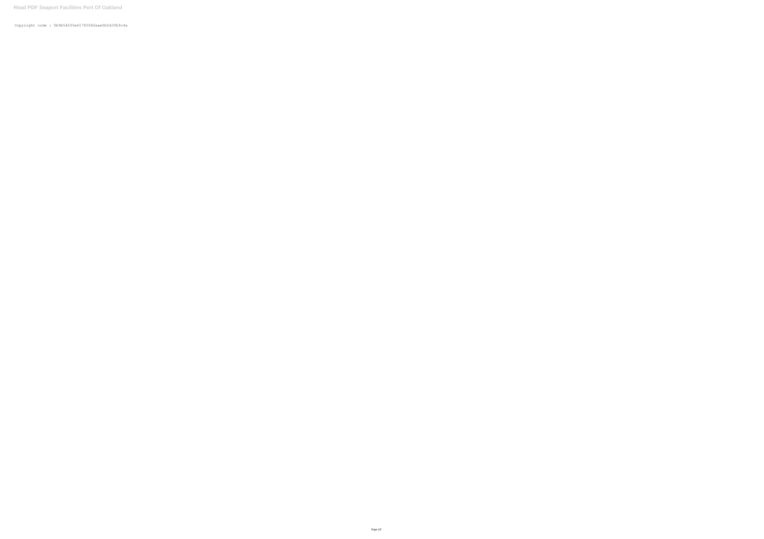Copyright code : 0b9b54205e61785082eae0bfd3fb9c4a